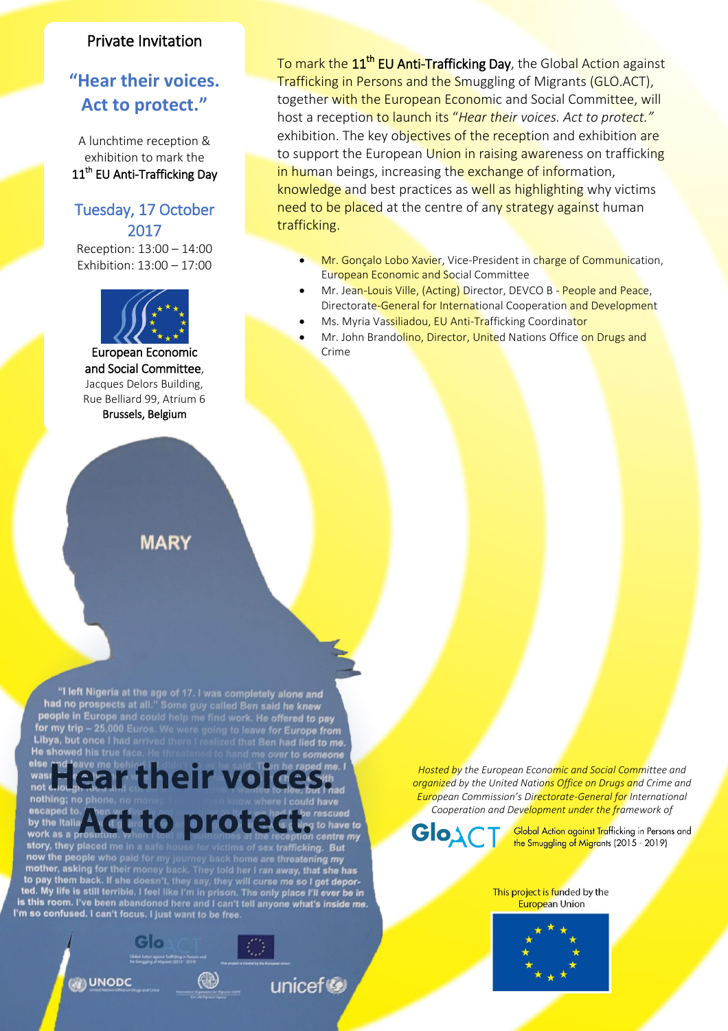Private Invitation

## "Hear their voices. Act to protect."

A lunchtime reception & exhibition to mark the 11th EU Anti-Trafficking Day

### Tuesday, 17 October 2017

Reception: 13:00 – 14:00
Exhibition: 13:00 – 17:00

European Economic and Social Committee,
Jacques Delors Building,
Rue Belliard 99, Atrium 6
Brussels, Belgium

To mark the 11th EU Anti-Trafficking Day, the Global Action against Trafficking in Persons and the Smuggling of Migrants (GLO.ACT), together with the European Economic and Social Committee, will host a reception to launch its "*Hear their voices. Act to protect.*" exhibition. The key objectives of the reception and exhibition are to support the European Union in raising awareness on trafficking in human beings, increasing the exchange of information, knowledge and best practices as well as highlighting why victims need to be placed at the centre of any strategy against human trafficking.

- Mr. Gonçalo Lobo Xavier, Vice-President in charge of Communication, European Economic and Social Committee
- Mr. Jean-Louis Ville, (Acting) Director, DEVCO B - People and Peace, Directorate-General for International Cooperation and Development
- Ms. Myria Vassiliadou, EU Anti-Trafficking Coordinator
- Mr. John Brandolino, Director, United Nations Office on Drugs and Crime

MARY

"I left Nigeria at the age of 17. I was completely alone and had no prospects at all." Some guy called Ben said he knew people in Europe and could help me find work. He offered to pay for my trip – 25,000 Euros. We were going to leave for Europe from Libya, but once I had arrived there I realized that Ben had lied to me. He showed his true face. He threatened to hand me over to someone else and leave me behind ... as he said. Then he raped me. I was ... not ... nothing; no phone, no money ... escaped to ... by the Italia... work as a prostitute. When I told the authorities at the reception centre my story, they placed me in a safe house for victims of sex trafficking. But now the people who paid for my journey back home are threatening my mother, asking for their money back. They told her I ran away, that she has to pay them back. If she doesn't, they say, they will curse me so I get deported. My life is still terrible. I feel like I'm in prison. The only place I'll ever be in is this room. I've been abandoned here and I can't tell anyone what's inside me. I'm so confused. I can't focus. I just want to be free.

# Hear their voices.
# Act to protect.

*Hosted by the European Economic and Social Committee and organized by the United Nations Office on Drugs and Crime and European Commission's Directorate-General for International Cooperation and Development under the framework of*

GloACT — Global Action against Trafficking in Persons and the Smuggling of Migrants (2015 - 2019)

This project is funded by the European Union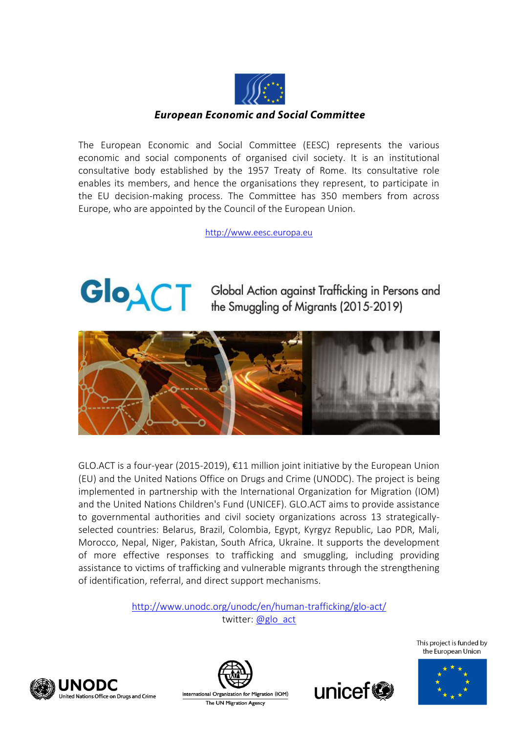**European Economic and Social Committee**

The European Economic and Social Committee (EESC) represents the various economic and social components of organised civil society. It is an institutional consultative body established by the 1957 Treaty of Rome. Its consultative role enables its members, and hence the organisations they represent, to participate in the EU decision-making process. The Committee has 350 members from across Europe, who are appointed by the Council of the European Union.

http://www.eesc.europa.eu

**GloACT** Global Action against Trafficking in Persons and the Smuggling of Migrants (2015-2019)

GLO.ACT is a four-year (2015-2019), €11 million joint initiative by the European Union (EU) and the United Nations Office on Drugs and Crime (UNODC). The project is being implemented in partnership with the International Organization for Migration (IOM) and the United Nations Children's Fund (UNICEF). GLO.ACT aims to provide assistance to governmental authorities and civil society organizations across 13 strategically-selected countries: Belarus, Brazil, Colombia, Egypt, Kyrgyz Republic, Lao PDR, Mali, Morocco, Nepal, Niger, Pakistan, South Africa, Ukraine. It supports the development of more effective responses to trafficking and smuggling, including providing assistance to victims of trafficking and vulnerable migrants through the strengthening of identification, referral, and direct support mechanisms.

http://www.unodc.org/unodc/en/human-trafficking/glo-act/
twitter: @glo_act

UNODC United Nations Office on Drugs and Crime

International Organization for Migration (IOM)
The UN Migration Agency

unicef

This project is funded by the European Union